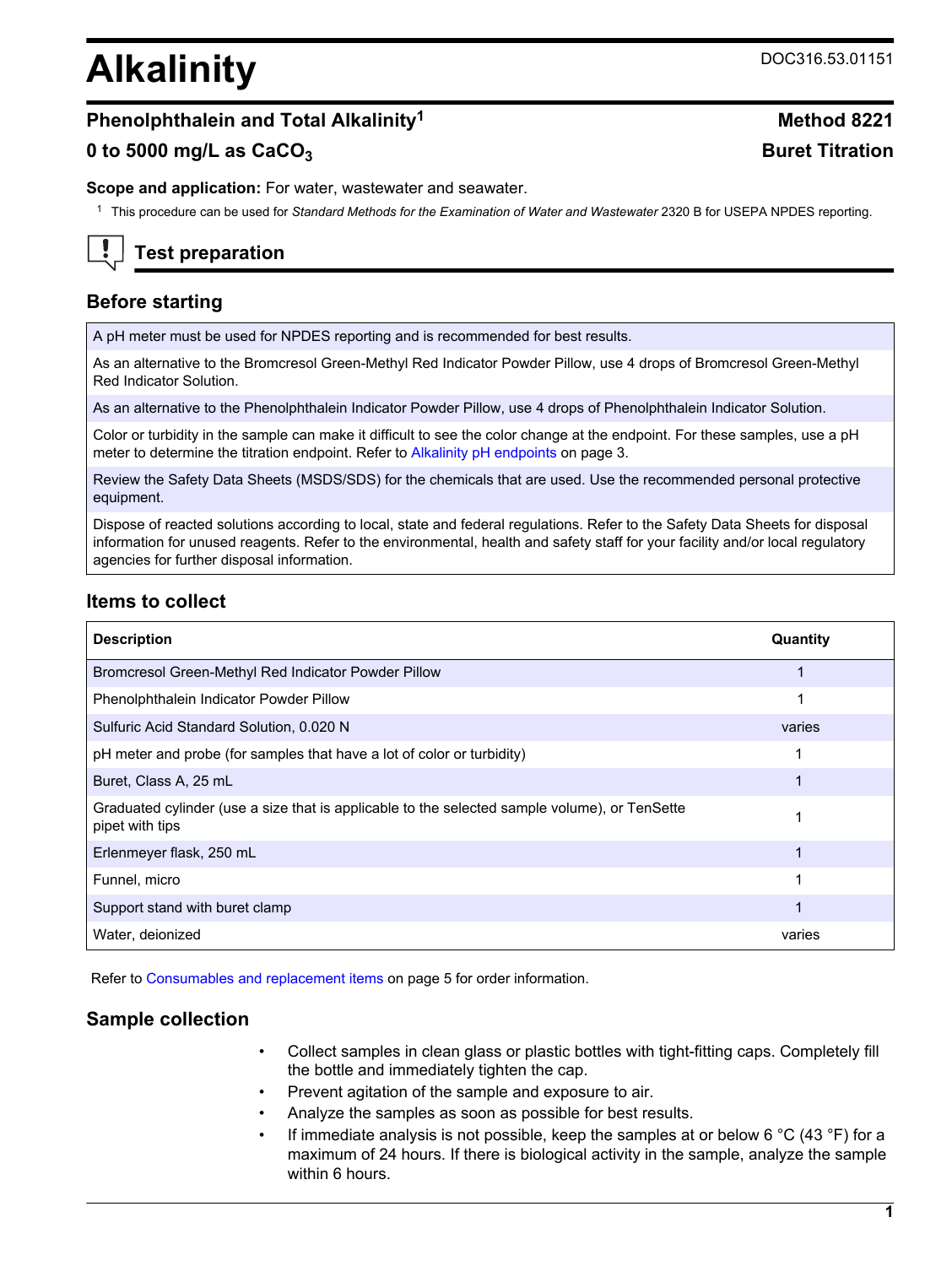# Alkalinity

DOC316.53.01151

## Phenolphthalein and Total Alkalinity[1]

**Method 8221**

**0 to 5000 mg/L as $CaCO_3$**

**Buret Titration**

**Scope and application:** For water, wastewater and seawater.

[1] This procedure can be used for *Standard Methods for the Examination of Water and Wastewater* 2320 B for USEPA NPDES reporting.

## Test preparation

### Before starting

A pH meter must be used for NPDES reporting and is recommended for best results.

As an alternative to the Bromcresol Green-Methyl Red Indicator Powder Pillow, use 4 drops of Bromcresol Green-Methyl Red Indicator Solution.

As an alternative to the Phenolphthalein Indicator Powder Pillow, use 4 drops of Phenolphthalein Indicator Solution.

Color or turbidity in the sample can make it difficult to see the color change at the endpoint. For these samples, use a pH meter to determine the titration endpoint. Refer to Alkalinity pH endpoints on page 3.

Review the Safety Data Sheets (MSDS/SDS) for the chemicals that are used. Use the recommended personal protective equipment.

Dispose of reacted solutions according to local, state and federal regulations. Refer to the Safety Data Sheets for disposal information for unused reagents. Refer to the environmental, health and safety staff for your facility and/or local regulatory agencies for further disposal information.

### Items to collect

| Description | Quantity |
|---|---|
| Bromcresol Green-Methyl Red Indicator Powder Pillow | 1 |
| Phenolphthalein Indicator Powder Pillow | 1 |
| Sulfuric Acid Standard Solution, 0.020 N | varies |
| pH meter and probe (for samples that have a lot of color or turbidity) | 1 |
| Buret, Class A, 25 mL | 1 |
| Graduated cylinder (use a size that is applicable to the selected sample volume), or TenSette pipet with tips | 1 |
| Erlenmeyer flask, 250 mL | 1 |
| Funnel, micro | 1 |
| Support stand with buret clamp | 1 |
| Water, deionized | varies |

Refer to Consumables and replacement items on page 5 for order information.

### Sample collection

- Collect samples in clean glass or plastic bottles with tight-fitting caps. Completely fill the bottle and immediately tighten the cap.
- Prevent agitation of the sample and exposure to air.
- Analyze the samples as soon as possible for best results.
- If immediate analysis is not possible, keep the samples at or below 6 °C (43 °F) for a maximum of 24 hours. If there is biological activity in the sample, analyze the sample within 6 hours.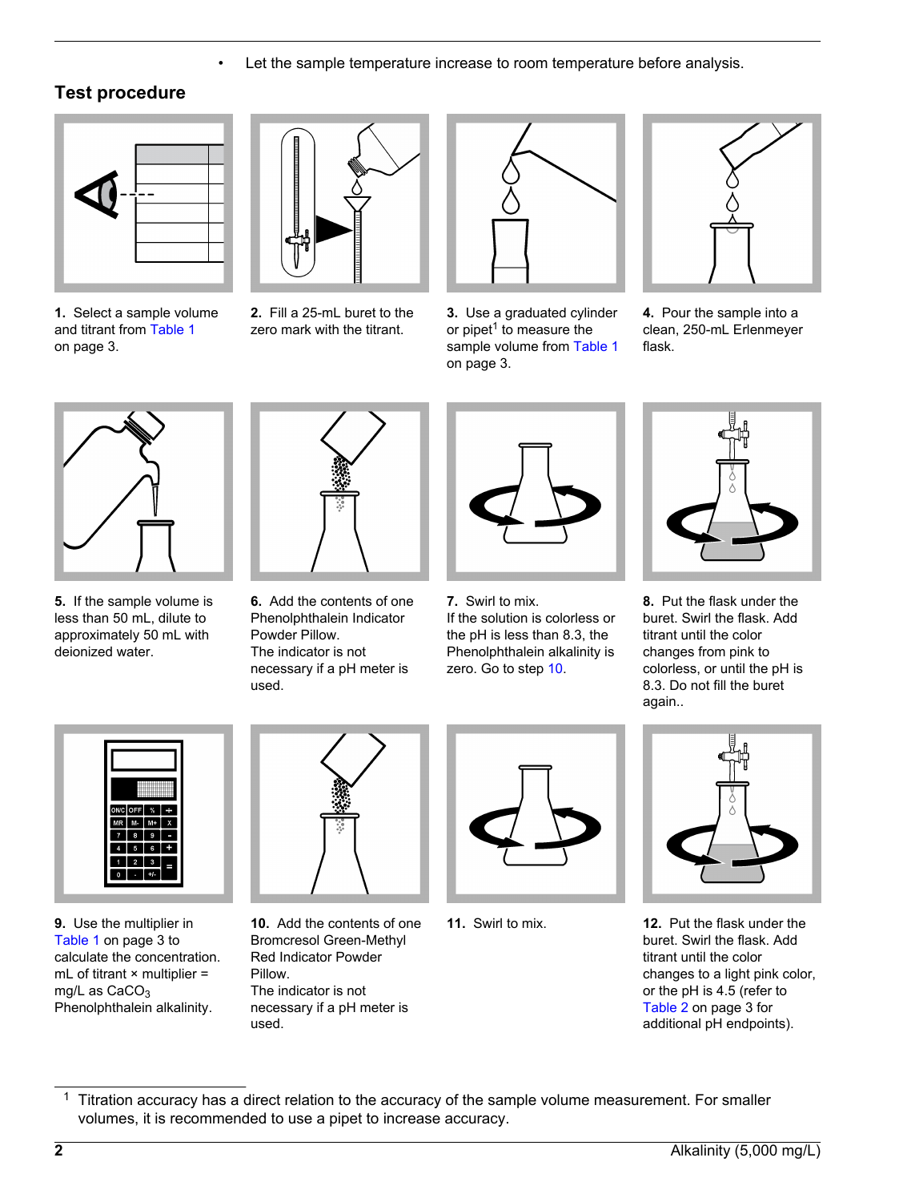- Let the sample temperature increase to room temperature before analysis.

## Test procedure

1. Select a sample volume and titrant from Table 1 on page 3.

2. Fill a 25-mL buret to the zero mark with the titrant.

3. Use a graduated cylinder or pipet[1] to measure the sample volume from Table 1 on page 3.

4. Pour the sample into a clean, 250-mL Erlenmeyer flask.

5. If the sample volume is less than 50 mL, dilute to approximately 50 mL with deionized water.

6. Add the contents of one Phenolphthalein Indicator Powder Pillow. The indicator is not necessary if a pH meter is used.

7. Swirl to mix. If the solution is colorless or the pH is less than 8.3, the Phenolphthalein alkalinity is zero. Go to step 10.

8. Put the flask under the buret. Swirl the flask. Add titrant until the color changes from pink to colorless, or until the pH is 8.3. Do not fill the buret again..

9. Use the multiplier in Table 1 on page 3 to calculate the concentration. mL of titrant × multiplier = mg/L as $CaCO_3$ Phenolphthalein alkalinity.

10. Add the contents of one Bromcresol Green-Methyl Red Indicator Powder Pillow. The indicator is not necessary if a pH meter is used.

11. Swirl to mix.

12. Put the flask under the buret. Swirl the flask. Add titrant until the color changes to a light pink color, or the pH is 4.5 (refer to Table 2 on page 3 for additional pH endpoints).

[1] Titration accuracy has a direct relation to the accuracy of the sample volume measurement. For smaller volumes, it is recommended to use a pipet to increase accuracy.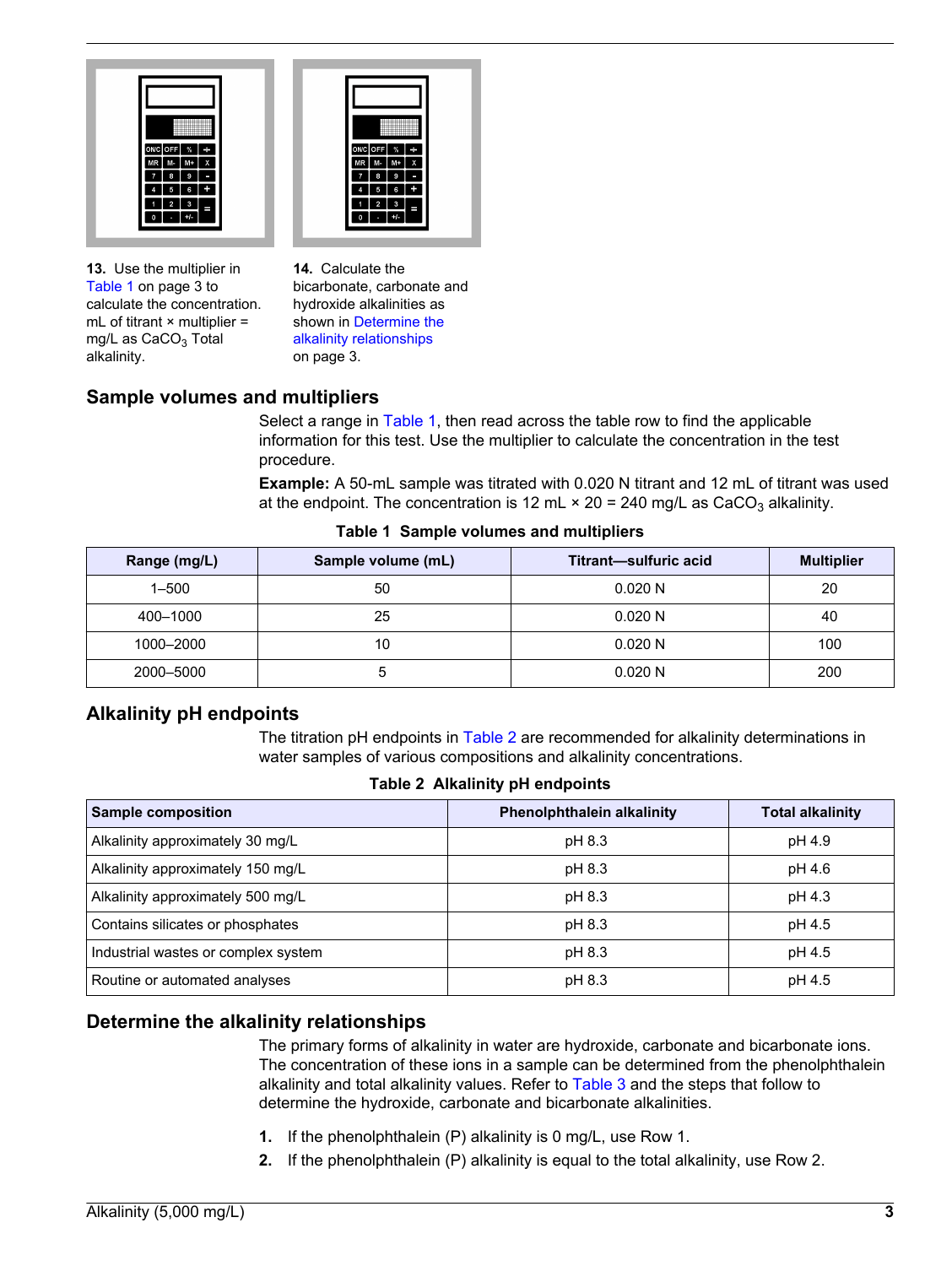**13.** Use the multiplier in Table 1 on page 3 to calculate the concentration. mL of titrant × multiplier = mg/L as $CaCO_3$ Total alkalinity.

**14.** Calculate the bicarbonate, carbonate and hydroxide alkalinities as shown in Determine the alkalinity relationships on page 3.

## Sample volumes and multipliers

Select a range in Table 1, then read across the table row to find the applicable information for this test. Use the multiplier to calculate the concentration in the test procedure.

**Example:** A 50-mL sample was titrated with 0.020 N titrant and 12 mL of titrant was used at the endpoint. The concentration is 12 mL × 20 = 240 mg/L as $CaCO_3$ alkalinity.

**Table 1 Sample volumes and multipliers**

| Range (mg/L) | Sample volume (mL) | Titrant—sulfuric acid | Multiplier |
|---|---|---|---|
| 1–500 | 50 | 0.020 N | 20 |
| 400–1000 | 25 | 0.020 N | 40 |
| 1000–2000 | 10 | 0.020 N | 100 |
| 2000–5000 | 5 | 0.020 N | 200 |

## Alkalinity pH endpoints

The titration pH endpoints in Table 2 are recommended for alkalinity determinations in water samples of various compositions and alkalinity concentrations.

**Table 2 Alkalinity pH endpoints**

| Sample composition | Phenolphthalein alkalinity | Total alkalinity |
|---|---|---|
| Alkalinity approximately 30 mg/L | pH 8.3 | pH 4.9 |
| Alkalinity approximately 150 mg/L | pH 8.3 | pH 4.6 |
| Alkalinity approximately 500 mg/L | pH 8.3 | pH 4.3 |
| Contains silicates or phosphates | pH 8.3 | pH 4.5 |
| Industrial wastes or complex system | pH 8.3 | pH 4.5 |
| Routine or automated analyses | pH 8.3 | pH 4.5 |

## Determine the alkalinity relationships

The primary forms of alkalinity in water are hydroxide, carbonate and bicarbonate ions. The concentration of these ions in a sample can be determined from the phenolphthalein alkalinity and total alkalinity values. Refer to Table 3 and the steps that follow to determine the hydroxide, carbonate and bicarbonate alkalinities.

1. If the phenolphthalein (P) alkalinity is 0 mg/L, use Row 1.
2. If the phenolphthalein (P) alkalinity is equal to the total alkalinity, use Row 2.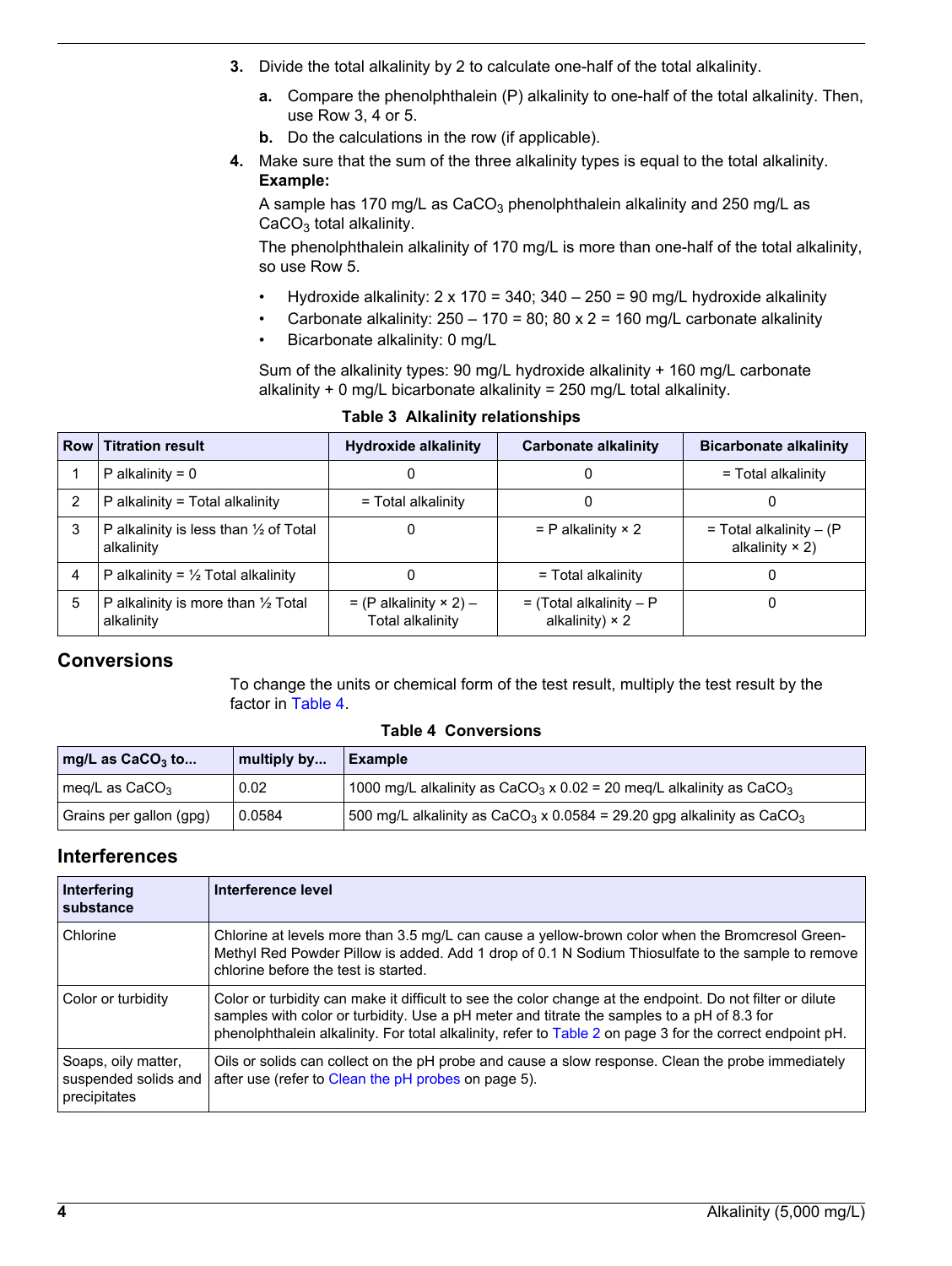3. Divide the total alkalinity by 2 to calculate one-half of the total alkalinity.
   a. Compare the phenolphthalein (P) alkalinity to one-half of the total alkalinity. Then, use Row 3, 4 or 5.
   b. Do the calculations in the row (if applicable).
4. Make sure that the sum of the three alkalinity types is equal to the total alkalinity.
   **Example:**
   A sample has 170 mg/L as $CaCO_3$ phenolphthalein alkalinity and 250 mg/L as $CaCO_3$ total alkalinity.
   The phenolphthalein alkalinity of 170 mg/L is more than one-half of the total alkalinity, so use Row 5.
   - Hydroxide alkalinity: 2 x 170 = 340; 340 – 250 = 90 mg/L hydroxide alkalinity
   - Carbonate alkalinity: 250 – 170 = 80; 80 x 2 = 160 mg/L carbonate alkalinity
   - Bicarbonate alkalinity: 0 mg/L

   Sum of the alkalinity types: 90 mg/L hydroxide alkalinity + 160 mg/L carbonate alkalinity + 0 mg/L bicarbonate alkalinity = 250 mg/L total alkalinity.

**Table 3 Alkalinity relationships**

| Row | Titration result | Hydroxide alkalinity | Carbonate alkalinity | Bicarbonate alkalinity |
|---|---|---|---|---|
| 1 | P alkalinity = 0 | 0 | 0 | = Total alkalinity |
| 2 | P alkalinity = Total alkalinity | = Total alkalinity | 0 | 0 |
| 3 | P alkalinity is less than ½ of Total alkalinity | 0 | = P alkalinity × 2 | = Total alkalinity – (P alkalinity × 2) |
| 4 | P alkalinity = ½ Total alkalinity | 0 | = Total alkalinity | 0 |
| 5 | P alkalinity is more than ½ Total alkalinity | = (P alkalinity × 2) – Total alkalinity | = (Total alkalinity – P alkalinity) × 2 | 0 |

## Conversions

To change the units or chemical form of the test result, multiply the test result by the factor in Table 4.

**Table 4 Conversions**

| mg/L as $CaCO_3$ to... | multiply by... | Example |
|---|---|---|
| meq/L as $CaCO_3$ | 0.02 | 1000 mg/L alkalinity as $CaCO_3$ x 0.02 = 20 meq/L alkalinity as $CaCO_3$ |
| Grains per gallon (gpg) | 0.0584 | 500 mg/L alkalinity as $CaCO_3$ x 0.0584 = 29.20 gpg alkalinity as $CaCO_3$ |

## Interferences

| Interfering substance | Interference level |
|---|---|
| Chlorine | Chlorine at levels more than 3.5 mg/L can cause a yellow-brown color when the Bromcresol Green-Methyl Red Powder Pillow is added. Add 1 drop of 0.1 N Sodium Thiosulfate to the sample to remove chlorine before the test is started. |
| Color or turbidity | Color or turbidity can make it difficult to see the color change at the endpoint. Do not filter or dilute samples with color or turbidity. Use a pH meter and titrate the samples to a pH of 8.3 for phenolphthalein alkalinity. For total alkalinity, refer to Table 2 on page 3 for the correct endpoint pH. |
| Soaps, oily matter, suspended solids and precipitates | Oils or solids can collect on the pH probe and cause a slow response. Clean the probe immediately after use (refer to Clean the pH probes on page 5). |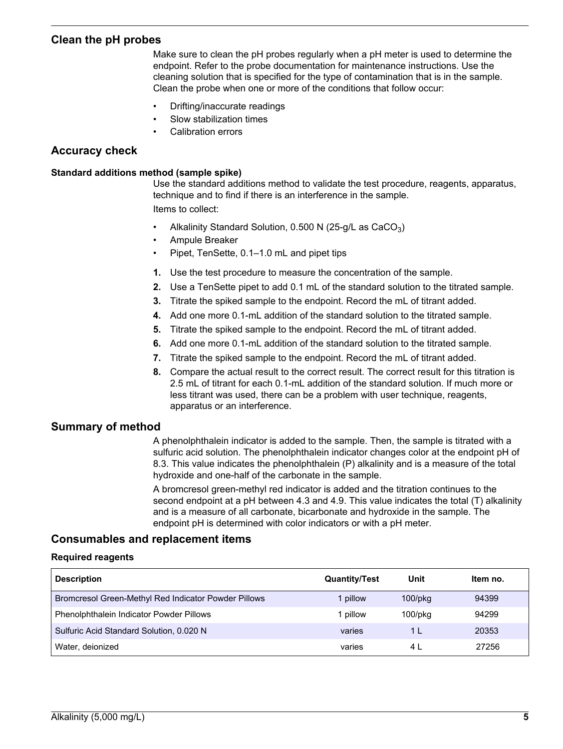## Clean the pH probes

Make sure to clean the pH probes regularly when a pH meter is used to determine the endpoint. Refer to the probe documentation for maintenance instructions. Use the cleaning solution that is specified for the type of contamination that is in the sample. Clean the probe when one or more of the conditions that follow occur:

- Drifting/inaccurate readings
- Slow stabilization times
- Calibration errors

## Accuracy check

### Standard additions method (sample spike)

Use the standard additions method to validate the test procedure, reagents, apparatus, technique and to find if there is an interference in the sample.

Items to collect:

- Alkalinity Standard Solution, 0.500 N (25-g/L as $CaCO_3$)
- Ampule Breaker
- Pipet, TenSette, 0.1–1.0 mL and pipet tips

1. Use the test procedure to measure the concentration of the sample.
2. Use a TenSette pipet to add 0.1 mL of the standard solution to the titrated sample.
3. Titrate the spiked sample to the endpoint. Record the mL of titrant added.
4. Add one more 0.1-mL addition of the standard solution to the titrated sample.
5. Titrate the spiked sample to the endpoint. Record the mL of titrant added.
6. Add one more 0.1-mL addition of the standard solution to the titrated sample.
7. Titrate the spiked sample to the endpoint. Record the mL of titrant added.
8. Compare the actual result to the correct result. The correct result for this titration is 2.5 mL of titrant for each 0.1-mL addition of the standard solution. If much more or less titrant was used, there can be a problem with user technique, reagents, apparatus or an interference.

## Summary of method

A phenolphthalein indicator is added to the sample. Then, the sample is titrated with a sulfuric acid solution. The phenolphthalein indicator changes color at the endpoint pH of 8.3. This value indicates the phenolphthalein (P) alkalinity and is a measure of the total hydroxide and one-half of the carbonate in the sample.

A bromcresol green-methyl red indicator is added and the titration continues to the second endpoint at a pH between 4.3 and 4.9. This value indicates the total (T) alkalinity and is a measure of all carbonate, bicarbonate and hydroxide in the sample. The endpoint pH is determined with color indicators or with a pH meter.

## Consumables and replacement items

### Required reagents

| Description | Quantity/Test | Unit | Item no. |
|---|---|---|---|
| Bromcresol Green-Methyl Red Indicator Powder Pillows | 1 pillow | 100/pkg | 94399 |
| Phenolphthalein Indicator Powder Pillows | 1 pillow | 100/pkg | 94299 |
| Sulfuric Acid Standard Solution, 0.020 N | varies | 1 L | 20353 |
| Water, deionized | varies | 4 L | 27256 |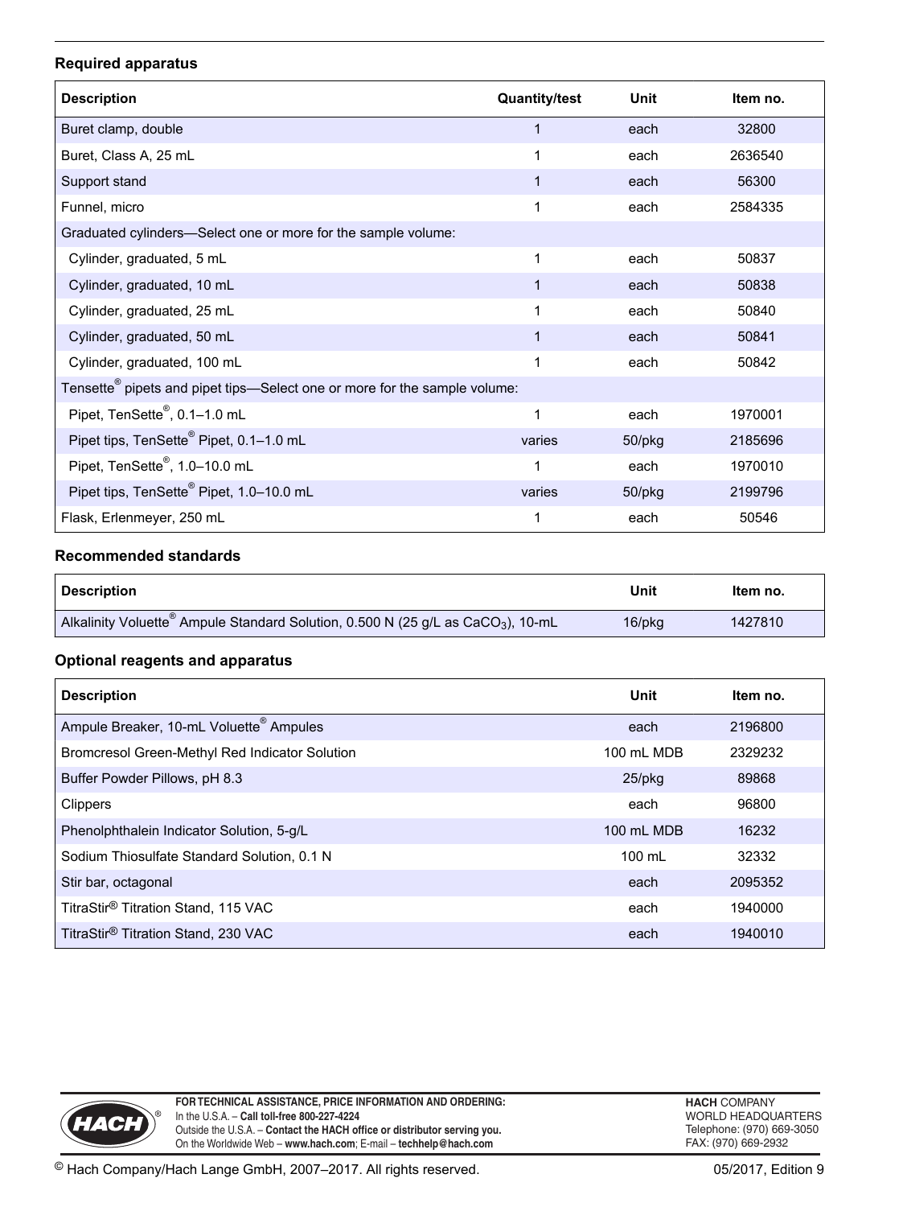### Required apparatus

| Description | Quantity/test | Unit | Item no. |
|---|---|---|---|
| Buret clamp, double | 1 | each | 32800 |
| Buret, Class A, 25 mL | 1 | each | 2636540 |
| Support stand | 1 | each | 56300 |
| Funnel, micro | 1 | each | 2584335 |
| Graduated cylinders—Select one or more for the sample volume: | | | |
| Cylinder, graduated, 5 mL | 1 | each | 50837 |
| Cylinder, graduated, 10 mL | 1 | each | 50838 |
| Cylinder, graduated, 25 mL | 1 | each | 50840 |
| Cylinder, graduated, 50 mL | 1 | each | 50841 |
| Cylinder, graduated, 100 mL | 1 | each | 50842 |
| Tensette® pipets and pipet tips—Select one or more for the sample volume: | | | |
| Pipet, TenSette®, 0.1–1.0 mL | 1 | each | 1970001 |
| Pipet tips, TenSette® Pipet, 0.1–1.0 mL | varies | 50/pkg | 2185696 |
| Pipet, TenSette®, 1.0–10.0 mL | 1 | each | 1970010 |
| Pipet tips, TenSette® Pipet, 1.0–10.0 mL | varies | 50/pkg | 2199796 |
| Flask, Erlenmeyer, 250 mL | 1 | each | 50546 |

### Recommended standards

| Description | Unit | Item no. |
|---|---|---|
| Alkalinity Voluette® Ampule Standard Solution, 0.500 N (25 g/L as $CaCO_3$), 10-mL | 16/pkg | 1427810 |

### Optional reagents and apparatus

| Description | Unit | Item no. |
|---|---|---|
| Ampule Breaker, 10-mL Voluette® Ampules | each | 2196800 |
| Bromcresol Green-Methyl Red Indicator Solution | 100 mL MDB | 2329232 |
| Buffer Powder Pillows, pH 8.3 | 25/pkg | 89868 |
| Clippers | each | 96800 |
| Phenolphthalein Indicator Solution, 5-g/L | 100 mL MDB | 16232 |
| Sodium Thiosulfate Standard Solution, 0.1 N | 100 mL | 32332 |
| Stir bar, octagonal | each | 2095352 |
| TitraStir® Titration Stand, 115 VAC | each | 1940000 |
| TitraStir® Titration Stand, 230 VAC | each | 1940010 |

**FOR TECHNICAL ASSISTANCE, PRICE INFORMATION AND ORDERING:**
In the U.S.A. – **Call toll-free 800-227-4224**
Outside the U.S.A. – **Contact the HACH office or distributor serving you.**
On the Worldwide Web – **www.hach.com**; E-mail – **techhelp@hach.com**

**HACH** COMPANY
WORLD HEADQUARTERS
Telephone: (970) 669-3050
FAX: (970) 669-2932

© Hach Company/Hach Lange GmbH, 2007–2017. All rights reserved.

05/2017, Edition 9